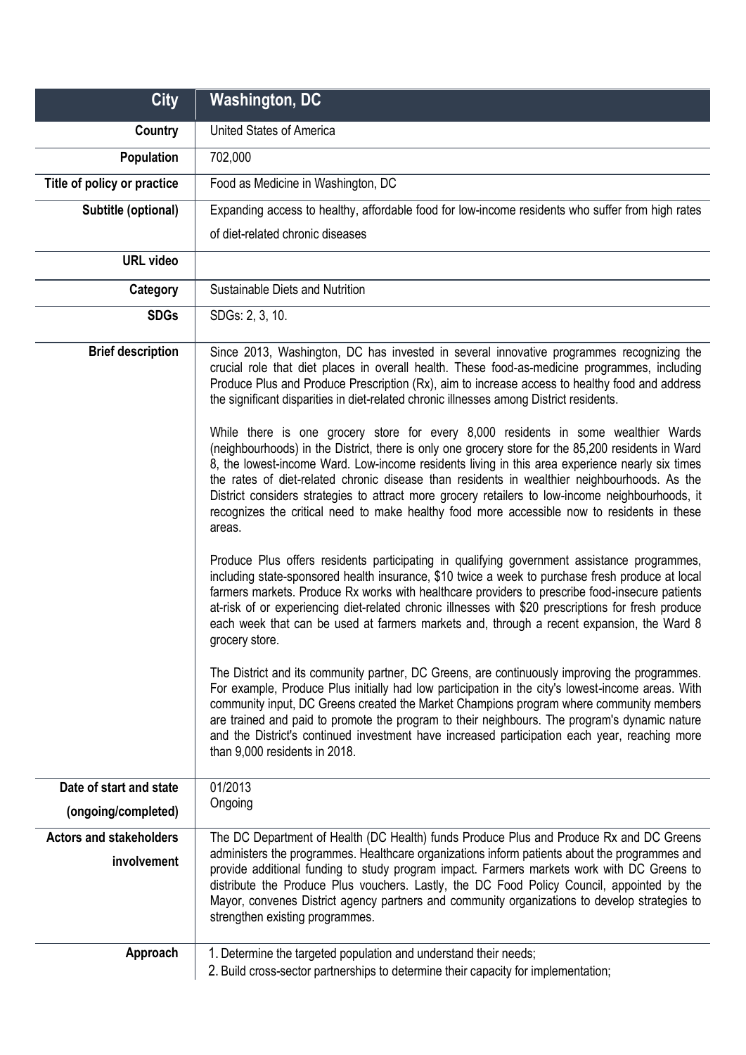| City | Washington, DC |
|---|---|
| Country | United States of America |
| Population | 702,000 |
| Title of policy or practice | Food as Medicine in Washington, DC |
| Subtitle (optional) | Expanding access to healthy, affordable food for low-income residents who suffer from high rates of diet-related chronic diseases |
| URL video | |
| Category | Sustainable Diets and Nutrition |
| SDGs | SDGs: 2, 3, 10. |
| Brief description | Since 2013, Washington, DC has invested in several innovative programmes recognizing the crucial role that diet places in overall health. These food-as-medicine programmes, including Produce Plus and Produce Prescription (Rx), aim to increase access to healthy food and address the significant disparities in diet-related chronic illnesses among District residents.<br><br>While there is one grocery store for every 8,000 residents in some wealthier Wards (neighbourhoods) in the District, there is only one grocery store for the 85,200 residents in Ward 8, the lowest-income Ward. Low-income residents living in this area experience nearly six times the rates of diet-related chronic disease than residents in wealthier neighbourhoods. As the District considers strategies to attract more grocery retailers to low-income neighbourhoods, it recognizes the critical need to make healthy food more accessible now to residents in these areas.<br><br>Produce Plus offers residents participating in qualifying government assistance programmes, including state-sponsored health insurance, $10 twice a week to purchase fresh produce at local farmers markets. Produce Rx works with healthcare providers to prescribe food-insecure patients at-risk of or experiencing diet-related chronic illnesses with $20 prescriptions for fresh produce each week that can be used at farmers markets and, through a recent expansion, the Ward 8 grocery store.<br><br>The District and its community partner, DC Greens, are continuously improving the programmes. For example, Produce Plus initially had low participation in the city's lowest-income areas. With community input, DC Greens created the Market Champions program where community members are trained and paid to promote the program to their neighbours. The program's dynamic nature and the District's continued investment have increased participation each year, reaching more than 9,000 residents in 2018. |
| Date of start and state (ongoing/completed) | 01/2013<br>Ongoing |
| Actors and stakeholders involvement | The DC Department of Health (DC Health) funds Produce Plus and Produce Rx and DC Greens administers the programmes. Healthcare organizations inform patients about the programmes and provide additional funding to study program impact. Farmers markets work with DC Greens to distribute the Produce Plus vouchers. Lastly, the DC Food Policy Council, appointed by the Mayor, convenes District agency partners and community organizations to develop strategies to strengthen existing programmes. |
| Approach | 1. Determine the targeted population and understand their needs;<br>2. Build cross-sector partnerships to determine their capacity for implementation; |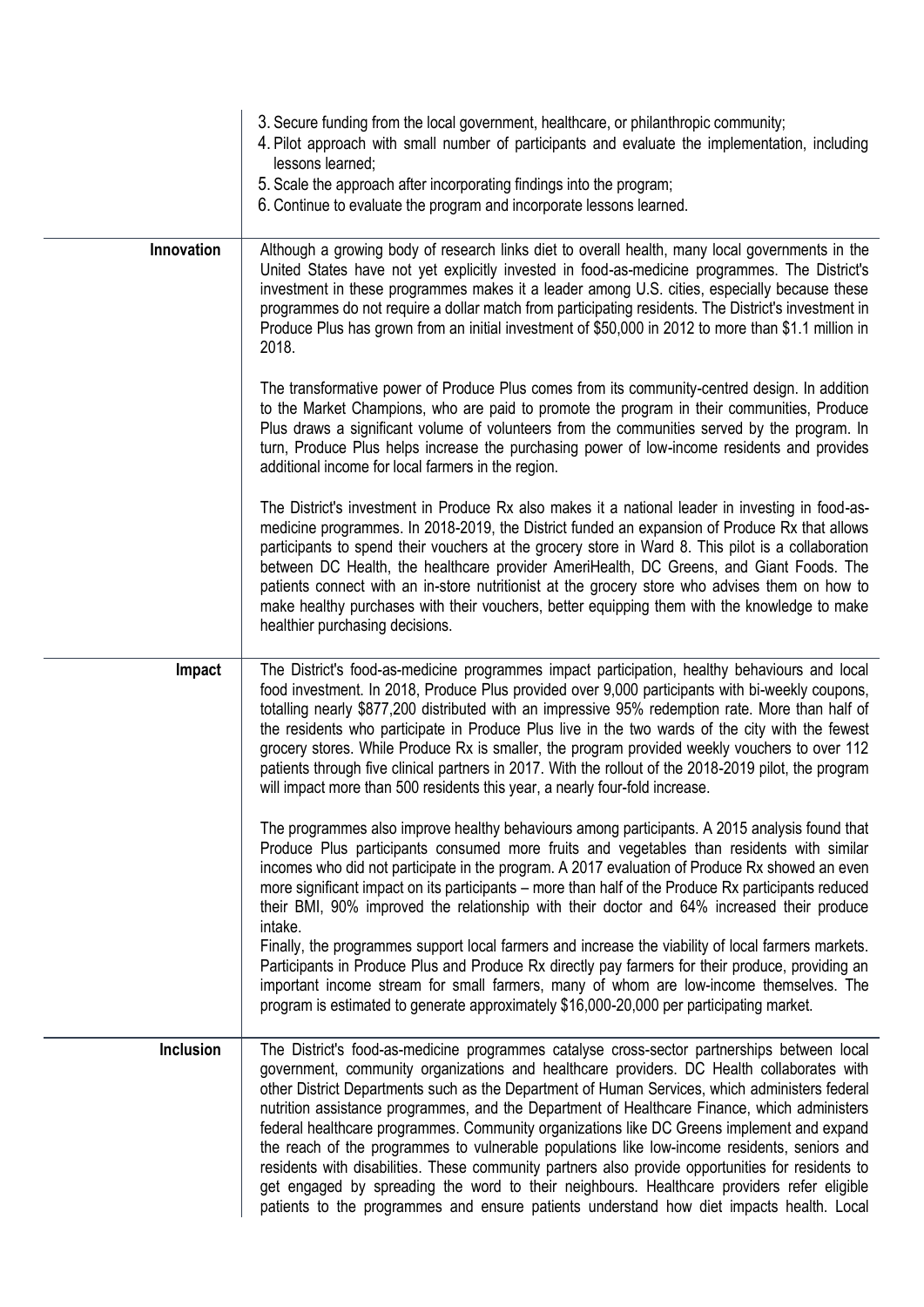|  |  |
|---|---|
|  | 3. Secure funding from the local government, healthcare, or philanthropic community;<br>4. Pilot approach with small number of participants and evaluate the implementation, including lessons learned;<br>5. Scale the approach after incorporating findings into the program;<br>6. Continue to evaluate the program and incorporate lessons learned. |
| **Innovation** | Although a growing body of research links diet to overall health, many local governments in the United States have not yet explicitly invested in food-as-medicine programmes. The District's investment in these programmes makes it a leader among U.S. cities, especially because these programmes do not require a dollar match from participating residents. The District's investment in Produce Plus has grown from an initial investment of $50,000 in 2012 to more than $1.1 million in 2018.<br><br>The transformative power of Produce Plus comes from its community-centred design. In addition to the Market Champions, who are paid to promote the program in their communities, Produce Plus draws a significant volume of volunteers from the communities served by the program. In turn, Produce Plus helps increase the purchasing power of low-income residents and provides additional income for local farmers in the region.<br><br>The District's investment in Produce Rx also makes it a national leader in investing in food-as-medicine programmes. In 2018-2019, the District funded an expansion of Produce Rx that allows participants to spend their vouchers at the grocery store in Ward 8. This pilot is a collaboration between DC Health, the healthcare provider AmeriHealth, DC Greens, and Giant Foods. The patients connect with an in-store nutritionist at the grocery store who advises them on how to make healthy purchases with their vouchers, better equipping them with the knowledge to make healthier purchasing decisions. |
| **Impact** | The District's food-as-medicine programmes impact participation, healthy behaviours and local food investment. In 2018, Produce Plus provided over 9,000 participants with bi-weekly coupons, totalling nearly $877,200 distributed with an impressive 95% redemption rate. More than half of the residents who participate in Produce Plus live in the two wards of the city with the fewest grocery stores. While Produce Rx is smaller, the program provided weekly vouchers to over 112 patients through five clinical partners in 2017. With the rollout of the 2018-2019 pilot, the program will impact more than 500 residents this year, a nearly four-fold increase.<br><br>The programmes also improve healthy behaviours among participants. A 2015 analysis found that Produce Plus participants consumed more fruits and vegetables than residents with similar incomes who did not participate in the program. A 2017 evaluation of Produce Rx showed an even more significant impact on its participants – more than half of the Produce Rx participants reduced their BMI, 90% improved the relationship with their doctor and 64% increased their produce intake.<br>Finally, the programmes support local farmers and increase the viability of local farmers markets. Participants in Produce Plus and Produce Rx directly pay farmers for their produce, providing an important income stream for small farmers, many of whom are low-income themselves. The program is estimated to generate approximately $16,000-20,000 per participating market. |
| **Inclusion** | The District's food-as-medicine programmes catalyse cross-sector partnerships between local government, community organizations and healthcare providers. DC Health collaborates with other District Departments such as the Department of Human Services, which administers federal nutrition assistance programmes, and the Department of Healthcare Finance, which administers federal healthcare programmes. Community organizations like DC Greens implement and expand the reach of the programmes to vulnerable populations like low-income residents, seniors and residents with disabilities. These community partners also provide opportunities for residents to get engaged by spreading the word to their neighbours. Healthcare providers refer eligible patients to the programmes and ensure patients understand how diet impacts health. Local |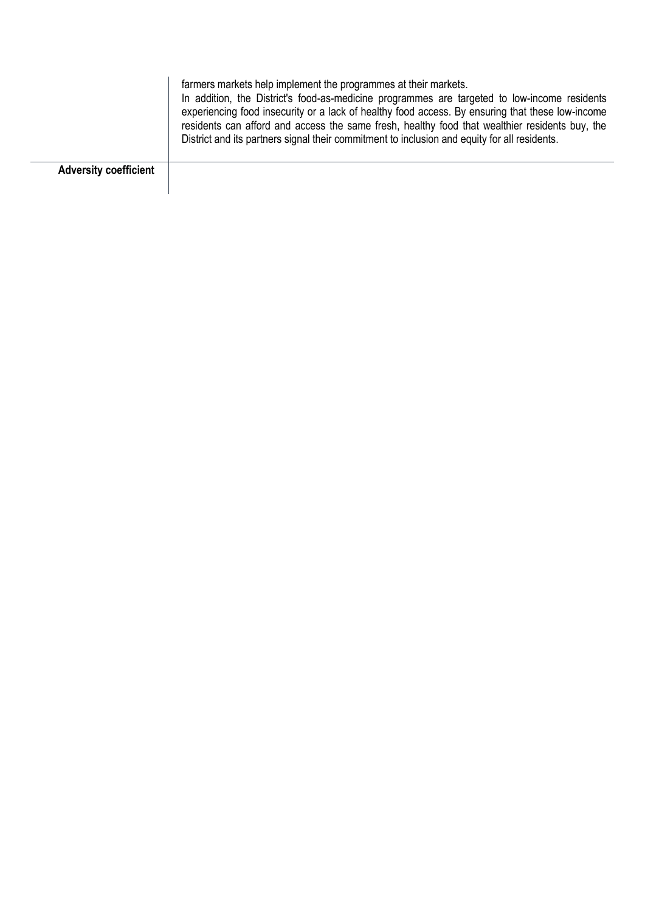| | |
|---|---|
| | farmers markets help implement the programmes at their markets.<br>In addition, the District's food-as-medicine programmes are targeted to low-income residents experiencing food insecurity or a lack of healthy food access. By ensuring that these low-income residents can afford and access the same fresh, healthy food that wealthier residents buy, the District and its partners signal their commitment to inclusion and equity for all residents. |
| **Adversity coefficient** | |